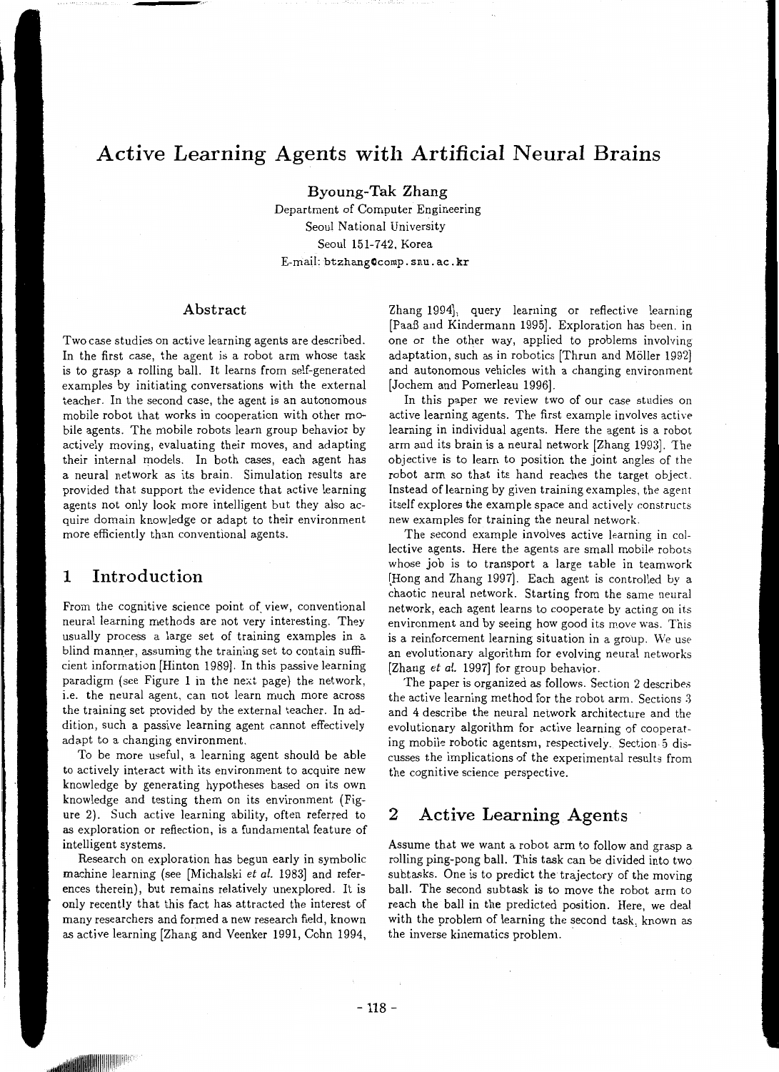# Active Learning Agents with Artificial Neural Brains

**Byoung-Tak Zhang**

Department of Computer Engineering
Seoul National University
Seoul 151-742, Korea
E-mail: btzhang@comp.snu.ac.kr

## Abstract

Two case studies on active learning agents are described. In the first case, the agent is a robot arm whose task is to grasp a rolling ball. It learns from self-generated examples by initiating conversations with the external teacher. In the second case, the agent is an autonomous mobile robot that works in cooperation with other mobile agents. The mobile robots learn group behavior by actively moving, evaluating their moves, and adapting their internal models. In both cases, each agent has a neural network as its brain. Simulation results are provided that support the evidence that active learning agents not only look more intelligent but they also acquire domain knowledge or adapt to their environment more efficiently than conventional agents.

## 1 Introduction

From the cognitive science point of view, conventional neural learning methods are not very interesting. They usually process a large set of training examples in a blind manner, assuming the training set to contain sufficient information [Hinton 1989]. In this passive learning paradigm (see Figure 1 in the next page) the network, i.e. the neural agent, can not learn much more across the training set provided by the external teacher. In addition, such a passive learning agent cannot effectively adapt to a changing environment.

To be more useful, a learning agent should be able to actively interact with its environment to acquire new knowledge by generating hypotheses based on its own knowledge and testing them on its environment (Figure 2). Such active learning ability, often referred to as exploration or reflection, is a fundamental feature of intelligent systems.

Research on exploration has begun early in symbolic machine learning (see [Michalski *et al.* 1983] and references therein), but remains relatively unexplored. It is only recently that this fact has attracted the interest of many researchers and formed a new research field, known as active learning [Zhang and Veenker 1991, Cohn 1994, Zhang 1994], query learning or reflective learning [Paaß and Kindermann 1995]. Exploration has been, in one or the other way, applied to problems involving adaptation, such as in robotics [Thrun and Möller 1992] and autonomous vehicles with a changing environment [Jochem and Pomerleau 1996].

In this paper we review two of our case studies on active learning agents. The first example involves active learning in individual agents. Here the agent is a robot arm and its brain is a neural network [Zhang 1993]. The objective is to learn to position the joint angles of the robot arm so that its hand reaches the target object. Instead of learning by given training examples, the agent itself explores the example space and actively constructs new examples for training the neural network.

The second example involves active learning in collective agents. Here the agents are small mobile robots whose job is to transport a large table in teamwork [Hong and Zhang 1997]. Each agent is controlled by a chaotic neural network. Starting from the same neural network, each agent learns to cooperate by acting on its environment and by seeing how good its move was. This is a reinforcement learning situation in a group. We use an evolutionary algorithm for evolving neural networks [Zhang *et al.* 1997] for group behavior.

The paper is organized as follows. Section 2 describes the active learning method for the robot arm. Sections 3 and 4 describe the neural network architecture and the evolutionary algorithm for active learning of cooperating mobile robotic agentsm, respectively. Section 5 discusses the implications of the experimental results from the cognitive science perspective.

## 2 Active Learning Agents

Assume that we want a robot arm to follow and grasp a rolling ping-pong ball. This task can be divided into two subtasks. One is to predict the trajectory of the moving ball. The second subtask is to move the robot arm to reach the ball in the predicted position. Here, we deal with the problem of learning the second task, known as the inverse kinematics problem.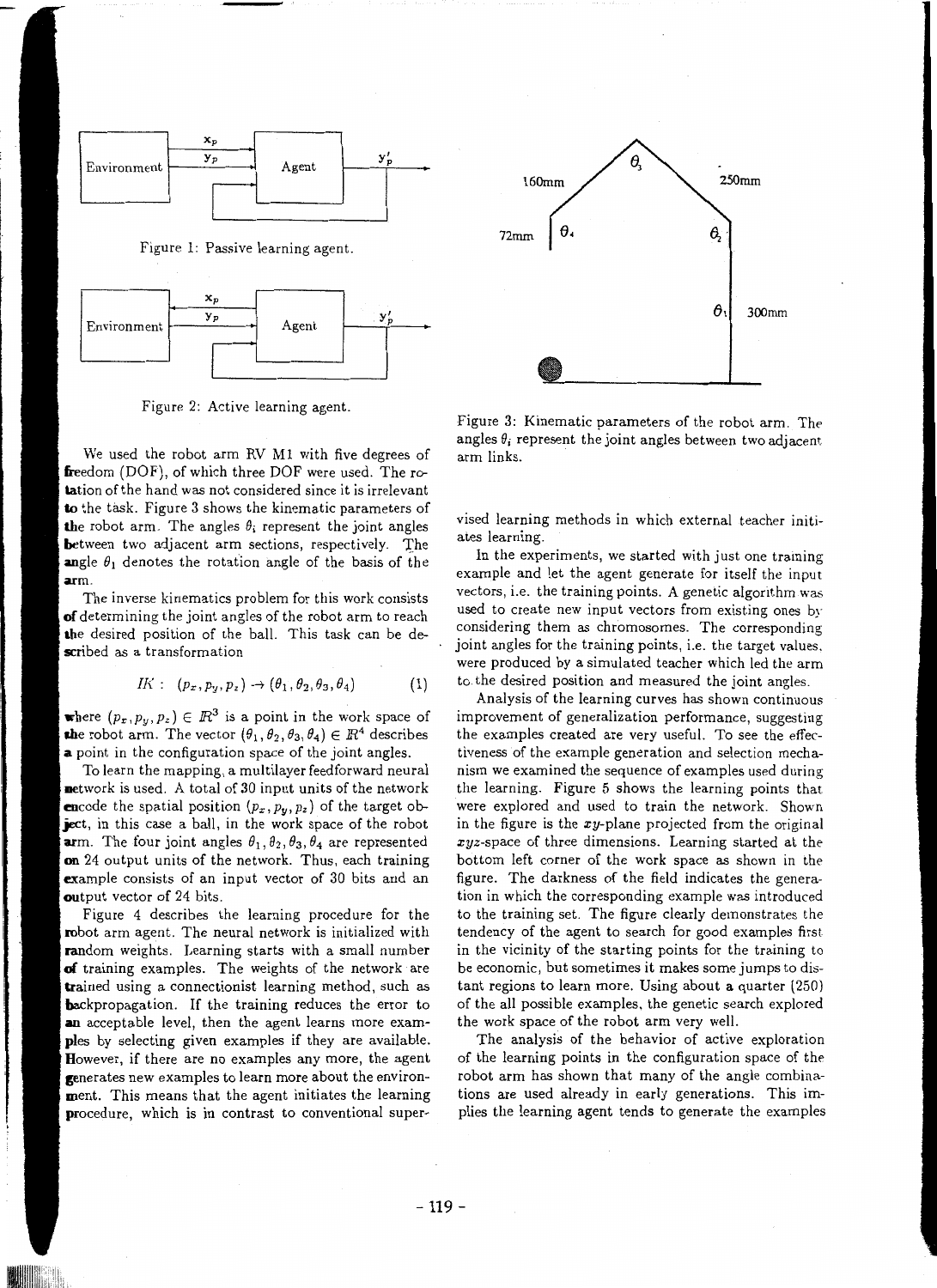Figure 1: Passive learning agent.

Figure 2: Active learning agent.

Figure 3: Kinematic parameters of the robot arm. The angles $\theta_i$ represent the joint angles between two adjacent arm links.

We used the robot arm RV M1 with five degrees of freedom (DOF), of which three DOF were used. The rotation of the hand was not considered since it is irrelevant to the task. Figure 3 shows the kinematic parameters of the robot arm. The angles $\theta_i$ represent the joint angles between two adjacent arm sections, respectively. The angle $\theta_1$ denotes the rotation angle of the basis of the arm.

The inverse kinematics problem for this work consists of determining the joint angles of the robot arm to reach the desired position of the ball. This task can be described as a transformation

$$IK: \quad (p_x, p_y, p_z) \rightarrow (\theta_1, \theta_2, \theta_3, \theta_4) \tag{1}$$

where $(p_x, p_y, p_z) \in \mathbb{R}^3$ is a point in the work space of the robot arm. The vector $(\theta_1, \theta_2, \theta_3, \theta_4) \in \mathbb{R}^4$ describes a point in the configuration space of the joint angles.

To learn the mapping, a multilayer feedforward neural network is used. A total of 30 input units of the network encode the spatial position $(p_x, p_y, p_z)$ of the target object, in this case a ball, in the work space of the robot arm. The four joint angles $\theta_1, \theta_2, \theta_3, \theta_4$ are represented on 24 output units of the network. Thus, each training example consists of an input vector of 30 bits and an output vector of 24 bits.

Figure 4 describes the learning procedure for the robot arm agent. The neural network is initialized with random weights. Learning starts with a small number of training examples. The weights of the network are trained using a connectionist learning method, such as backpropagation. If the training reduces the error to an acceptable level, then the agent learns more examples by selecting given examples if they are available. However, if there are no examples any more, the agent generates new examples to learn more about the environment. This means that the agent initiates the learning procedure, which is in contrast to conventional supervised learning methods in which external teacher initiates learning.

In the experiments, we started with just one training example and let the agent generate for itself the input vectors, i.e. the training points. A genetic algorithm was used to create new input vectors from existing ones by considering them as chromosomes. The corresponding joint angles for the training points, i.e. the target values, were produced by a simulated teacher which led the arm to the desired position and measured the joint angles.

Analysis of the learning curves has shown continuous improvement of generalization performance, suggesting the examples created are very useful. To see the effectiveness of the example generation and selection mechanism we examined the sequence of examples used during the learning. Figure 5 shows the learning points that were explored and used to train the network. Shown in the figure is the $xy$-plane projected from the original $xyz$-space of three dimensions. Learning started at the bottom left corner of the work space as shown in the figure. The darkness of the field indicates the generation in which the corresponding example was introduced to the training set. The figure clearly demonstrates the tendency of the agent to search for good examples first in the vicinity of the starting points for the training to be economic, but sometimes it makes some jumps to distant regions to learn more. Using about a quarter (250) of the all possible examples, the genetic search explored the work space of the robot arm very well.

The analysis of the behavior of active exploration of the learning points in the configuration space of the robot arm has shown that many of the angle combinations are used already in early generations. This implies the learning agent tends to generate the examples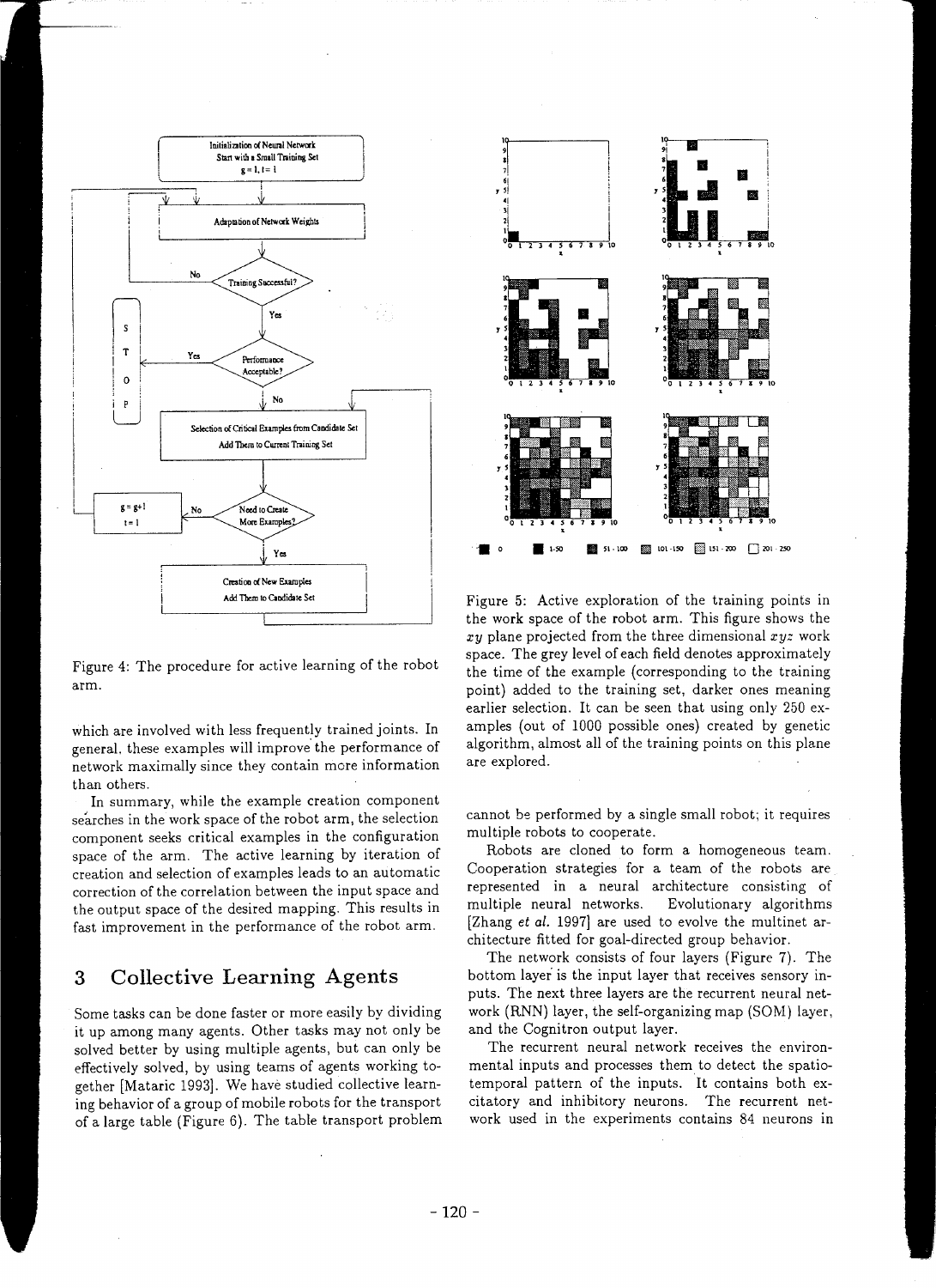Figure 4: The procedure for active learning of the robot arm.

which are involved with less frequently trained joints. In general, these examples will improve the performance of network maximally since they contain more information than others.

In summary, while the example creation component searches in the work space of the robot arm, the selection component seeks critical examples in the configuration space of the arm. The active learning by iteration of creation and selection of examples leads to an automatic correction of the correlation between the input space and the output space of the desired mapping. This results in fast improvement in the performance of the robot arm.

## 3 Collective Learning Agents

Some tasks can be done faster or more easily by dividing it up among many agents. Other tasks may not only be solved better by using multiple agents, but can only be effectively solved, by using teams of agents working together [Mataric 1993]. We have studied collective learning behavior of a group of mobile robots for the transport of a large table (Figure 6). The table transport problem

Figure 5: Active exploration of the training points in the work space of the robot arm. This figure shows the $xy$ plane projected from the three dimensional $xyz$ work space. The grey level of each field denotes approximately the time of the example (corresponding to the training point) added to the training set, darker ones meaning earlier selection. It can be seen that using only 250 examples (out of 1000 possible ones) created by genetic algorithm, almost all of the training points on this plane are explored.

cannot be performed by a single small robot; it requires multiple robots to cooperate.

Robots are cloned to form a homogeneous team. Cooperation strategies for a team of the robots are represented in a neural architecture consisting of multiple neural networks. Evolutionary algorithms [Zhang *et al.* 1997] are used to evolve the multinet architecture fitted for goal-directed group behavior.

The network consists of four layers (Figure 7). The bottom layer is the input layer that receives sensory inputs. The next three layers are the recurrent neural network (RNN) layer, the self-organizing map (SOM) layer, and the Cognitron output layer.

The recurrent neural network receives the environmental inputs and processes them to detect the spatiotemporal pattern of the inputs. It contains both excitatory and inhibitory neurons. The recurrent network used in the experiments contains 84 neurons in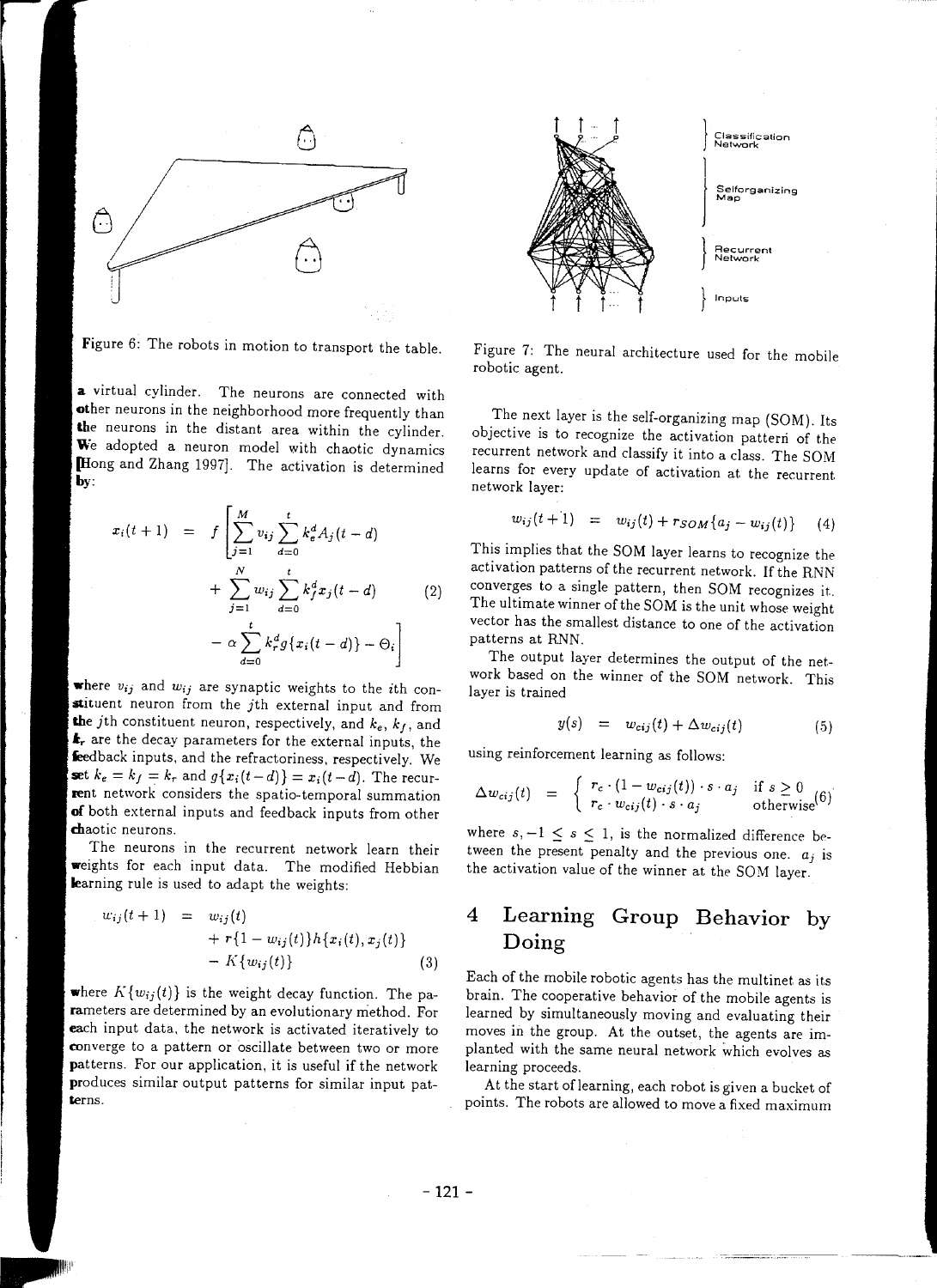Figure 6: The robots in motion to transport the table.

a virtual cylinder. The neurons are connected with other neurons in the neighborhood more frequently than the neurons in the distant area within the cylinder. We adopted a neuron model with chaotic dynamics [Hong and Zhang 1997]. The activation is determined by:

$$
\begin{aligned}
x_i(t+1) &= f\Bigg[\sum_{j=1}^{M} v_{ij} \sum_{d=0}^{t} k_e^d A_j(t-d) \\
&\quad + \sum_{j=1}^{N} w_{ij} \sum_{d=0}^{t} k_f^d x_j(t-d) \qquad (2) \\
&\quad - \alpha \sum_{d=0}^{t} k_r^d g\{x_i(t-d)\} - \Theta_i\Bigg]
\end{aligned}
$$

where $v_{ij}$ and $w_{ij}$ are synaptic weights to the $i$th constituent neuron from the $j$th external input and from the $j$th constituent neuron, respectively, and $k_e$, $k_f$, and $k_r$ are the decay parameters for the external inputs, the feedback inputs, and the refractoriness, respectively. We set $k_e = k_f = k_r$ and $g\{x_i(t-d)\} = x_i(t-d)$. The recurrent network considers the spatio-temporal summation of both external inputs and feedback inputs from other chaotic neurons.

The neurons in the recurrent network learn their weights for each input data. The modified Hebbian learning rule is used to adapt the weights:

$$
\begin{aligned}
w_{ij}(t+1) &= w_{ij}(t) \\
&\quad + r\{1 - w_{ij}(t)\}h\{x_i(t), x_j(t)\} \\
&\quad - K\{w_{ij}(t)\} \qquad (3)
\end{aligned}
$$

where $K\{w_{ij}(t)\}$ is the weight decay function. The parameters are determined by an evolutionary method. For each input data, the network is activated iteratively to converge to a pattern or oscillate between two or more patterns. For our application, it is useful if the network produces similar output patterns for similar input patterns.

Figure 7: The neural architecture used for the mobile robotic agent.

The next layer is the self-organizing map (SOM). Its objective is to recognize the activation pattern of the recurrent network and classify it into a class. The SOM learns for every update of activation at the recurrent network layer:

$$w_{ij}(t+1) = w_{ij}(t) + r_{SOM}\{a_j - w_{ij}(t)\} \qquad (4)$$

This implies that the SOM layer learns to recognize the activation patterns of the recurrent network. If the RNN converges to a single pattern, then SOM recognizes it. The ultimate winner of the SOM is the unit whose weight vector has the smallest distance to one of the activation patterns at RNN.

The output layer determines the output of the network based on the winner of the SOM network. This layer is trained

$$y(s) = w_{cij}(t) + \Delta w_{cij}(t) \qquad (5)$$

using reinforcement learning as follows:

$$\Delta w_{cij}(t) = \begin{cases} r_c \cdot (1 - w_{cij}(t)) \cdot s \cdot a_j & \text{if } s \geq 0 \\ r_c \cdot w_{cij}(t) \cdot s \cdot a_j & \text{otherwise} \end{cases} \qquad (6)$$

where $s, -1 \leq s \leq 1$, is the normalized difference between the present penalty and the previous one. $a_j$ is the activation value of the winner at the SOM layer.

## 4 Learning Group Behavior by Doing

Each of the mobile robotic agents has the multinet as its brain. The cooperative behavior of the mobile agents is learned by simultaneously moving and evaluating their moves in the group. At the outset, the agents are implanted with the same neural network which evolves as learning proceeds.

At the start of learning, each robot is given a bucket of points. The robots are allowed to move a fixed maximum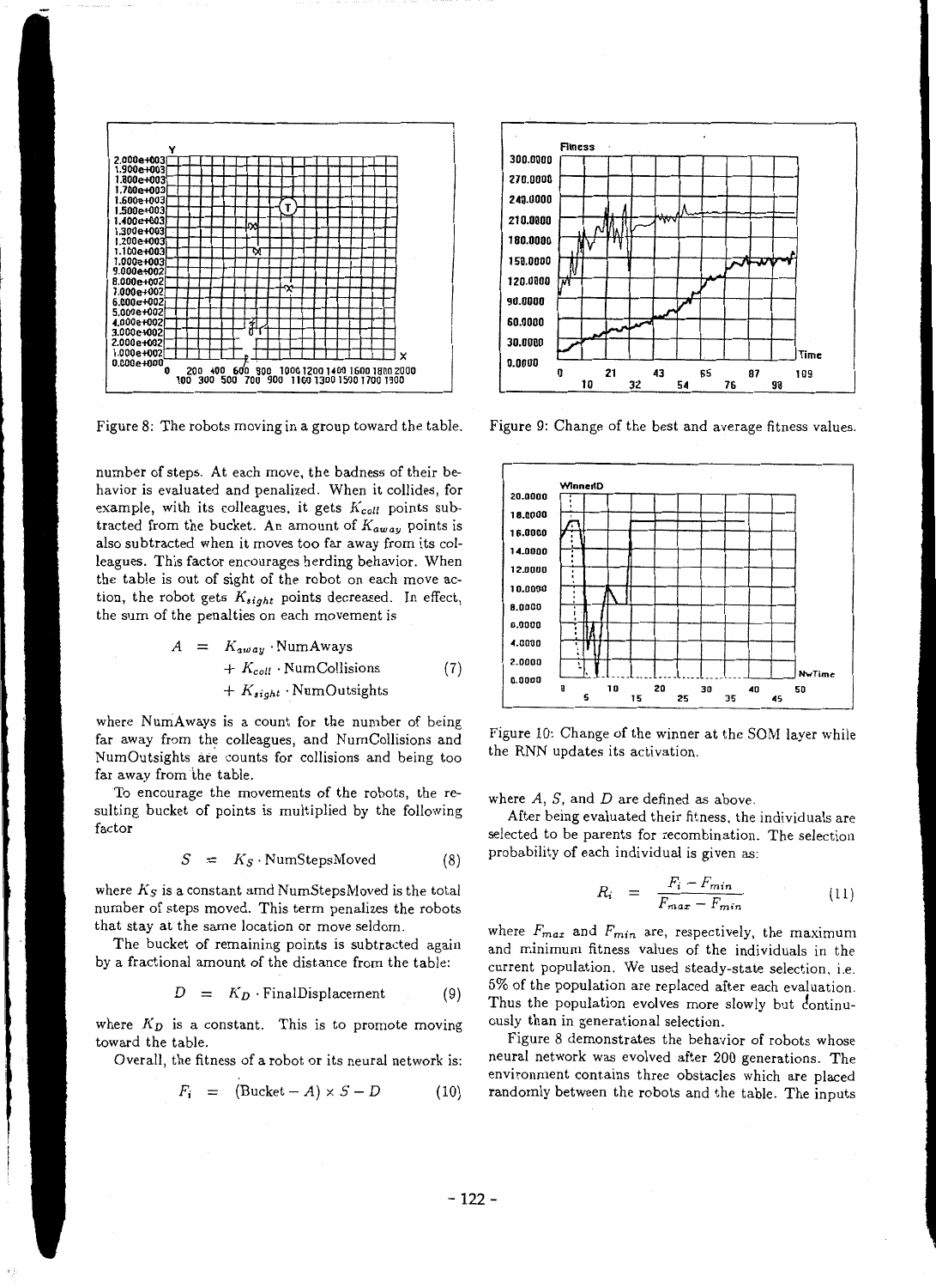Figure 8: The robots moving in a group toward the table.

Figure 9: Change of the best and average fitness values.

number of steps. At each move, the badness of their behavior is evaluated and penalized. When it collides, for example, with its colleagues, it gets $K_{coll}$ points subtracted from the bucket. An amount of $K_{away}$ points is also subtracted when it moves too far away from its colleagues. This factor encourages herding behavior. When the table is out of sight of the robot on each move action, the robot gets $K_{sight}$ points decreased. In effect, the sum of the penalties on each movement is

$$\begin{aligned} A &= K_{away} \cdot \text{NumAways} \\ &+ K_{coll} \cdot \text{NumCollisions} \\ &+ K_{sight} \cdot \text{NumOutsights} \end{aligned} \tag{7}$$

where NumAways is a count for the number of being far away from the colleagues, and NumCollisions and NumOutsights are counts for collisions and being too far away from the table.

To encourage the movements of the robots, the resulting bucket of points is multiplied by the following factor

$$S = K_S \cdot \text{NumStepsMoved} \tag{8}$$

where $K_S$ is a constant amd NumStepsMoved is the total number of steps moved. This term penalizes the robots that stay at the same location or move seldom.

The bucket of remaining points is subtracted again by a fractional amount of the distance from the table:

$$D = K_D \cdot \text{FinalDisplacement} \tag{9}$$

where $K_D$ is a constant. This is to promote moving toward the table.

Overall, the fitness of a robot or its neural network is:

$$F_i = (\text{Bucket} - A) \times S - D \tag{10}$$

Figure 10: Change of the winner at the SOM layer while the RNN updates its activation.

where $A$, $S$, and $D$ are defined as above.

After being evaluated their fitness, the individuals are selected to be parents for recombination. The selection probability of each individual is given as:

$$R_i = \frac{F_i - F_{min}}{F_{max} - F_{min}} \tag{11}$$

where $F_{max}$ and $F_{min}$ are, respectively, the maximum and minimum fitness values of the individuals in the current population. We used steady-state selection, i.e. 5% of the population are replaced after each evaluation. Thus the population evolves more slowly but continuously than in generational selection.

Figure 8 demonstrates the behavior of robots whose neural network was evolved after 200 generations. The environment contains three obstacles which are placed randomly between the robots and the table. The inputs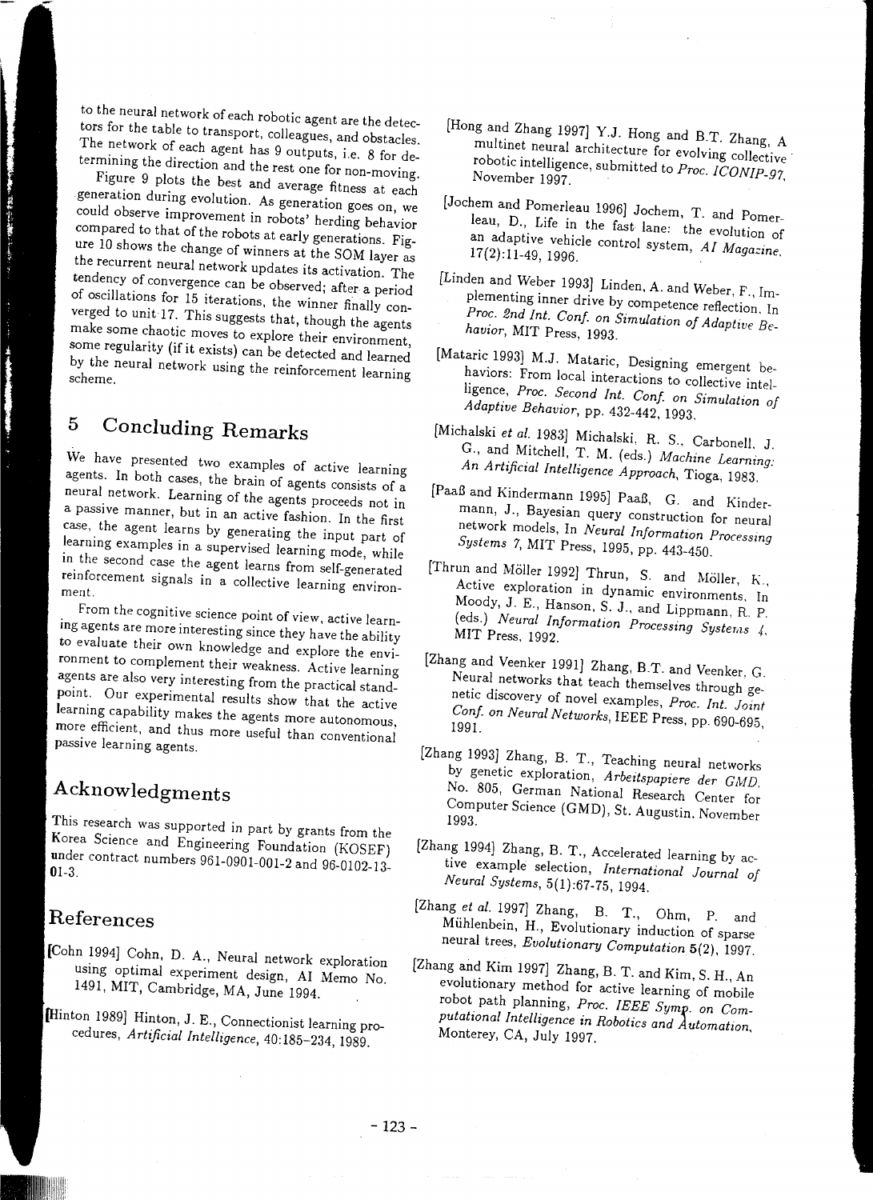to the neural network of each robotic agent are the detectors for the table to transport, colleagues, and obstacles. The network of each agent has 9 outputs, i.e. 8 for determining the direction and the rest one for non-moving.

Figure 9 plots the best and average fitness at each generation during evolution. As generation goes on, we could observe improvement in robots' herding behavior compared to that of the robots at early generations. Figure 10 shows the change of winners at the SOM layer as the recurrent neural network updates its activation. The tendency of convergence can be observed; after a period of oscillations for 15 iterations, the winner finally converged to unit 17. This suggests that, though the agents make some chaotic moves to explore their environment, some regularity (if it exists) can be detected and learned by the neural network using the reinforcement learning scheme.

## 5 Concluding Remarks

We have presented two examples of active learning agents. In both cases, the brain of agents consists of a neural network. Learning of the agents proceeds not in a passive manner, but in an active fashion. In the first case, the agent learns by generating the input part of learning examples in a supervised learning mode, while in the second case the agent learns from self-generated reinforcement signals in a collective learning environment.

From the cognitive science point of view, active learning agents are more interesting since they have the ability to evaluate their own knowledge and explore the environment to complement their weakness. Active learning agents are also very interesting from the practical standpoint. Our experimental results show that the active learning capability makes the agents more autonomous, more efficient, and thus more useful than conventional passive learning agents.

## Acknowledgments

This research was supported in part by grants from the Korea Science and Engineering Foundation (KOSEF) under contract numbers 961-0901-001-2 and 96-0102-13-01-3.

## References

[Cohn 1994] Cohn, D. A., Neural network exploration using optimal experiment design, AI Memo No. 1491, MIT, Cambridge, MA, June 1994.

[Hinton 1989] Hinton, J. E., Connectionist learning procedures, *Artificial Intelligence*, 40:185–234, 1989.

[Hong and Zhang 1997] Y.J. Hong and B.T. Zhang, A multinet neural architecture for evolving collective robotic intelligence, submitted to *Proc. ICONIP-97*, November 1997.

[Jochem and Pomerleau 1996] Jochem, T. and Pomerleau, D., Life in the fast lane: the evolution of an adaptive vehicle control system, *AI Magazine*, 17(2):11-49, 1996.

[Linden and Weber 1993] Linden, A. and Weber, F., Implementing inner drive by competence reflection, In *Proc. 2nd Int. Conf. on Simulation of Adaptive Behavior*, MIT Press, 1993.

[Mataric 1993] M.J. Mataric, Designing emergent behaviors: From local interactions to collective intelligence, *Proc. Second Int. Conf. on Simulation of Adaptive Behavior*, pp. 432-442, 1993.

[Michalski *et al.* 1983] Michalski, R. S., Carbonell, J. G., and Mitchell, T. M. (eds.) *Machine Learning: An Artificial Intelligence Approach*, Tioga, 1983.

[Paaß and Kindermann 1995] Paaß, G. and Kindermann, J., Bayesian query construction for neural network models, In *Neural Information Processing Systems 7*, MIT Press, 1995, pp. 443-450.

[Thrun and Möller 1992] Thrun, S. and Möller, K., Active exploration in dynamic environments, In Moody, J. E., Hanson, S. J., and Lippmann, R. P. (eds.) *Neural Information Processing Systems 4*, MIT Press, 1992.

[Zhang and Veenker 1991] Zhang, B.T. and Veenker, G. Neural networks that teach themselves through genetic discovery of novel examples, *Proc. Int. Joint Conf. on Neural Networks*, IEEE Press, pp. 690-695, 1991.

[Zhang 1993] Zhang, B. T., Teaching neural networks by genetic exploration, *Arbeitspapiere der GMD*, No. 805, German National Research Center for Computer Science (GMD), St. Augustin, November 1993.

[Zhang 1994] Zhang, B. T., Accelerated learning by active example selection, *International Journal of Neural Systems*, 5(1):67-75, 1994.

[Zhang *et al.* 1997] Zhang, B. T., Ohm, P. and Mühlenbein, H., Evolutionary induction of sparse neural trees, *Evolutionary Computation* 5(2), 1997.

[Zhang and Kim 1997] Zhang, B. T. and Kim, S. H., An evolutionary method for active learning of mobile robot path planning, *Proc. IEEE Symp. on Computational Intelligence in Robotics and Automation*, Monterey, CA, July 1997.